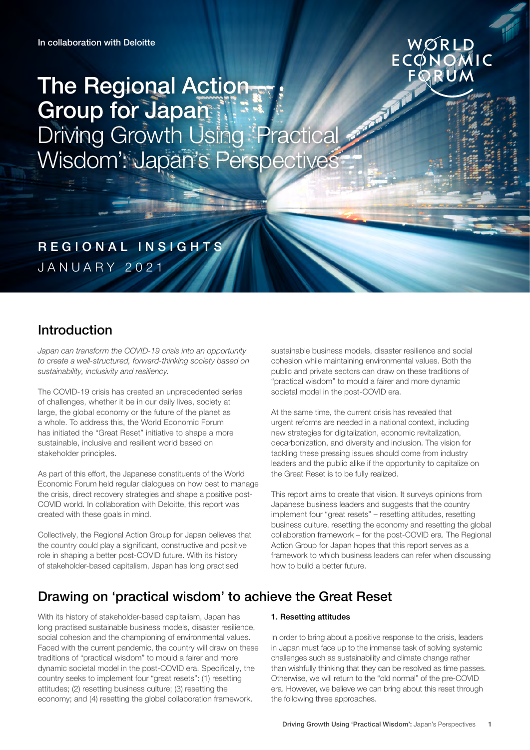In collaboration with Deloitte

# The Regional Action Group for Japan

## Driving Growth Using 'Practical Wisdom': Japan's Perspectives

REGIONAL INSIGHTS
JANUARY 2021

## Introduction

*Japan can transform the COVID-19 crisis into an opportunity to create a well-structured, forward-thinking society based on sustainability, inclusivity and resiliency.*

The COVID-19 crisis has created an unprecedented series of challenges, whether it be in our daily lives, society at large, the global economy or the future of the planet as a whole. To address this, the World Economic Forum has initiated the "Great Reset" initiative to shape a more sustainable, inclusive and resilient world based on stakeholder principles.

As part of this effort, the Japanese constituents of the World Economic Forum held regular dialogues on how best to manage the crisis, direct recovery strategies and shape a positive post-COVID world. In collaboration with Deloitte, this report was created with these goals in mind.

Collectively, the Regional Action Group for Japan believes that the country could play a significant, constructive and positive role in shaping a better post-COVID future. With its history of stakeholder-based capitalism, Japan has long practised sustainable business models, disaster resilience and social cohesion while maintaining environmental values. Both the public and private sectors can draw on these traditions of "practical wisdom" to mould a fairer and more dynamic societal model in the post-COVID era.

At the same time, the current crisis has revealed that urgent reforms are needed in a national context, including new strategies for digitalization, economic revitalization, decarbonization, and diversity and inclusion. The vision for tackling these pressing issues should come from industry leaders and the public alike if the opportunity to capitalize on the Great Reset is to be fully realized.

This report aims to create that vision. It surveys opinions from Japanese business leaders and suggests that the country implement four "great resets" – resetting attitudes, resetting business culture, resetting the economy and resetting the global collaboration framework – for the post-COVID era. The Regional Action Group for Japan hopes that this report serves as a framework to which business leaders can refer when discussing how to build a better future.

## Drawing on 'practical wisdom' to achieve the Great Reset

With its history of stakeholder-based capitalism, Japan has long practised sustainable business models, disaster resilience, social cohesion and the championing of environmental values. Faced with the current pandemic, the country will draw on these traditions of "practical wisdom" to mould a fairer and more dynamic societal model in the post-COVID era. Specifically, the country seeks to implement four "great resets": (1) resetting attitudes; (2) resetting business culture; (3) resetting the economy; and (4) resetting the global collaboration framework.

### 1. Resetting attitudes

In order to bring about a positive response to the crisis, leaders in Japan must face up to the immense task of solving systemic challenges such as sustainability and climate change rather than wishfully thinking that they can be resolved as time passes. Otherwise, we will return to the "old normal" of the pre-COVID era. However, we believe we can bring about this reset through the following three approaches.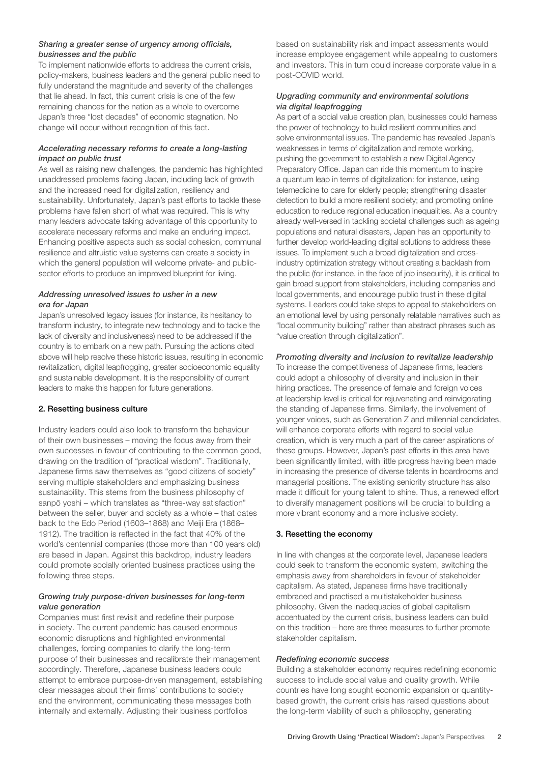***Sharing a greater sense of urgency among officials, businesses and the public***

To implement nationwide efforts to address the current crisis, policy-makers, business leaders and the general public need to fully understand the magnitude and severity of the challenges that lie ahead. In fact, this current crisis is one of the few remaining chances for the nation as a whole to overcome Japan's three "lost decades" of economic stagnation. No change will occur without recognition of this fact.

***Accelerating necessary reforms to create a long-lasting impact on public trust***

As well as raising new challenges, the pandemic has highlighted unaddressed problems facing Japan, including lack of growth and the increased need for digitalization, resiliency and sustainability. Unfortunately, Japan's past efforts to tackle these problems have fallen short of what was required. This is why many leaders advocate taking advantage of this opportunity to accelerate necessary reforms and make an enduring impact. Enhancing positive aspects such as social cohesion, communal resilience and altruistic value systems can create a society in which the general population will welcome private- and public-sector efforts to produce an improved blueprint for living.

***Addressing unresolved issues to usher in a new era for Japan***

Japan's unresolved legacy issues (for instance, its hesitancy to transform industry, to integrate new technology and to tackle the lack of diversity and inclusiveness) need to be addressed if the country is to embark on a new path. Pursuing the actions cited above will help resolve these historic issues, resulting in economic revitalization, digital leapfrogging, greater socioeconomic equality and sustainable development. It is the responsibility of current leaders to make this happen for future generations.

## 2. Resetting business culture

Industry leaders could also look to transform the behaviour of their own businesses – moving the focus away from their own successes in favour of contributing to the common good, drawing on the tradition of "practical wisdom". Traditionally, Japanese firms saw themselves as "good citizens of society" serving multiple stakeholders and emphasizing business sustainability. This stems from the business philosophy of sanpō yoshi – which translates as "three-way satisfaction" between the seller, buyer and society as a whole – that dates back to the Edo Period (1603–1868) and Meiji Era (1868–1912). The tradition is reflected in the fact that 40% of the world's centennial companies (those more than 100 years old) are based in Japan. Against this backdrop, industry leaders could promote socially oriented business practices using the following three steps.

***Growing truly purpose-driven businesses for long-term value generation***

Companies must first revisit and redefine their purpose in society. The current pandemic has caused enormous economic disruptions and highlighted environmental challenges, forcing companies to clarify the long-term purpose of their businesses and recalibrate their management accordingly. Therefore, Japanese business leaders could attempt to embrace purpose-driven management, establishing clear messages about their firms' contributions to society and the environment, communicating these messages both internally and externally. Adjusting their business portfolios based on sustainability risk and impact assessments would increase employee engagement while appealing to customers and investors. This in turn could increase corporate value in a post-COVID world.

***Upgrading community and environmental solutions via digital leapfrogging***

As part of a social value creation plan, businesses could harness the power of technology to build resilient communities and solve environmental issues. The pandemic has revealed Japan's weaknesses in terms of digitalization and remote working, pushing the government to establish a new Digital Agency Preparatory Office. Japan can ride this momentum to inspire a quantum leap in terms of digitalization: for instance, using telemedicine to care for elderly people; strengthening disaster detection to build a more resilient society; and promoting online education to reduce regional education inequalities. As a country already well-versed in tackling societal challenges such as ageing populations and natural disasters, Japan has an opportunity to further develop world-leading digital solutions to address these issues. To implement such a broad digitalization and cross-industry optimization strategy without creating a backlash from the public (for instance, in the face of job insecurity), it is critical to gain broad support from stakeholders, including companies and local governments, and encourage public trust in these digital systems. Leaders could take steps to appeal to stakeholders on an emotional level by using personally relatable narratives such as "local community building" rather than abstract phrases such as "value creation through digitalization".

***Promoting diversity and inclusion to revitalize leadership***

To increase the competitiveness of Japanese firms, leaders could adopt a philosophy of diversity and inclusion in their hiring practices. The presence of female and foreign voices at leadership level is critical for rejuvenating and reinvigorating the standing of Japanese firms. Similarly, the involvement of younger voices, such as Generation Z and millennial candidates, will enhance corporate efforts with regard to social value creation, which is very much a part of the career aspirations of these groups. However, Japan's past efforts in this area have been significantly limited, with little progress having been made in increasing the presence of diverse talents in boardrooms and managerial positions. The existing seniority structure has also made it difficult for young talent to shine. Thus, a renewed effort to diversify management positions will be crucial to building a more vibrant economy and a more inclusive society.

## 3. Resetting the economy

In line with changes at the corporate level, Japanese leaders could seek to transform the economic system, switching the emphasis away from shareholders in favour of stakeholder capitalism. As stated, Japanese firms have traditionally embraced and practised a multistakeholder business philosophy. Given the inadequacies of global capitalism accentuated by the current crisis, business leaders can build on this tradition – here are three measures to further promote stakeholder capitalism.

***Redefining economic success***

Building a stakeholder economy requires redefining economic success to include social value and quality growth. While countries have long sought economic expansion or quantity-based growth, the current crisis has raised questions about the long-term viability of such a philosophy, generating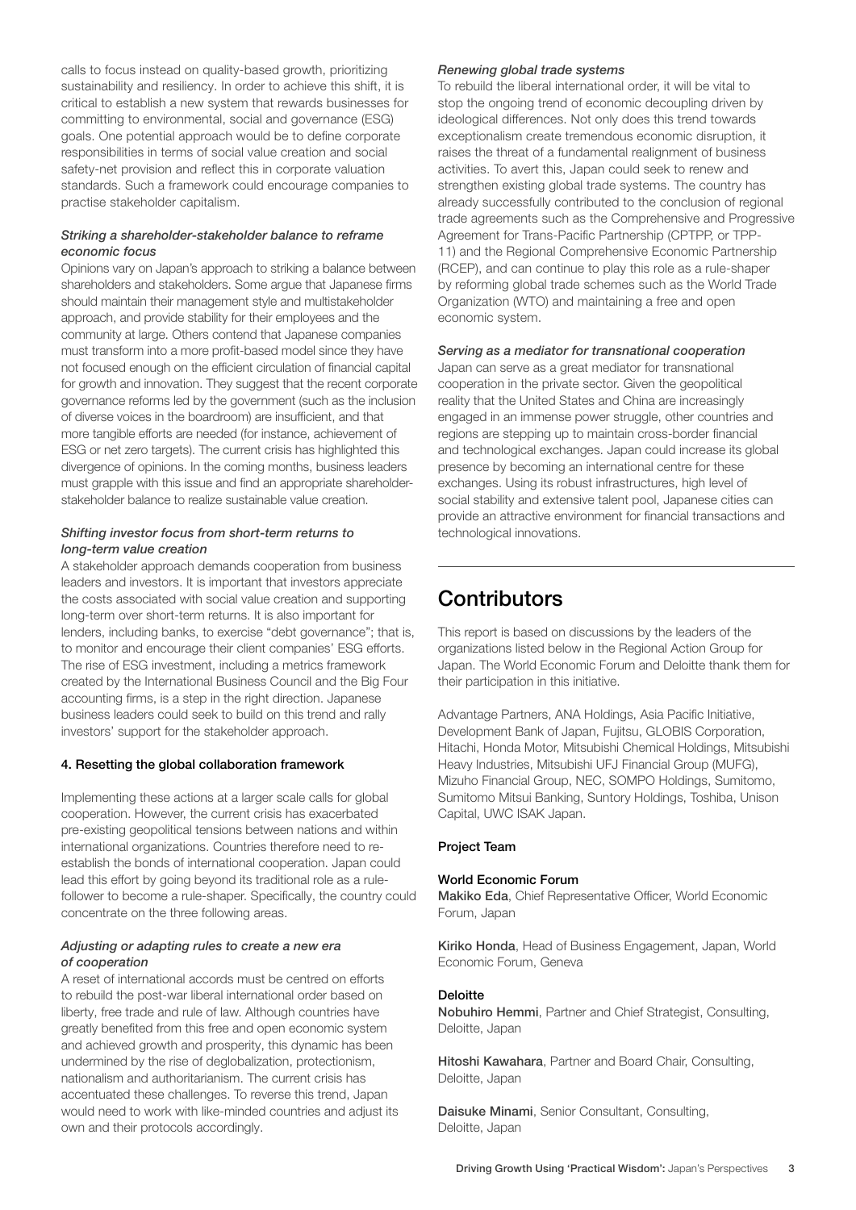calls to focus instead on quality-based growth, prioritizing sustainability and resiliency. In order to achieve this shift, it is critical to establish a new system that rewards businesses for committing to environmental, social and governance (ESG) goals. One potential approach would be to define corporate responsibilities in terms of social value creation and social safety-net provision and reflect this in corporate valuation standards. Such a framework could encourage companies to practise stakeholder capitalism.

*Striking a shareholder-stakeholder balance to reframe economic focus*

Opinions vary on Japan's approach to striking a balance between shareholders and stakeholders. Some argue that Japanese firms should maintain their management style and multistakeholder approach, and provide stability for their employees and the community at large. Others contend that Japanese companies must transform into a more profit-based model since they have not focused enough on the efficient circulation of financial capital for growth and innovation. They suggest that the recent corporate governance reforms led by the government (such as the inclusion of diverse voices in the boardroom) are insufficient, and that more tangible efforts are needed (for instance, achievement of ESG or net zero targets). The current crisis has highlighted this divergence of opinions. In the coming months, business leaders must grapple with this issue and find an appropriate shareholder-stakeholder balance to realize sustainable value creation.

*Shifting investor focus from short-term returns to long-term value creation*

A stakeholder approach demands cooperation from business leaders and investors. It is important that investors appreciate the costs associated with social value creation and supporting long-term over short-term returns. It is also important for lenders, including banks, to exercise "debt governance"; that is, to monitor and encourage their client companies' ESG efforts. The rise of ESG investment, including a metrics framework created by the International Business Council and the Big Four accounting firms, is a step in the right direction. Japanese business leaders could seek to build on this trend and rally investors' support for the stakeholder approach.

#### 4. Resetting the global collaboration framework

Implementing these actions at a larger scale calls for global cooperation. However, the current crisis has exacerbated pre-existing geopolitical tensions between nations and within international organizations. Countries therefore need to re-establish the bonds of international cooperation. Japan could lead this effort by going beyond its traditional role as a rule-follower to become a rule-shaper. Specifically, the country could concentrate on the three following areas.

*Adjusting or adapting rules to create a new era of cooperation*

A reset of international accords must be centred on efforts to rebuild the post-war liberal international order based on liberty, free trade and rule of law. Although countries have greatly benefited from this free and open economic system and achieved growth and prosperity, this dynamic has been undermined by the rise of deglobalization, protectionism, nationalism and authoritarianism. The current crisis has accentuated these challenges. To reverse this trend, Japan would need to work with like-minded countries and adjust its own and their protocols accordingly.

*Renewing global trade systems*

To rebuild the liberal international order, it will be vital to stop the ongoing trend of economic decoupling driven by ideological differences. Not only does this trend towards exceptionalism create tremendous economic disruption, it raises the threat of a fundamental realignment of business activities. To avert this, Japan could seek to renew and strengthen existing global trade systems. The country has already successfully contributed to the conclusion of regional trade agreements such as the Comprehensive and Progressive Agreement for Trans-Pacific Partnership (CPTPP, or TPP-11) and the Regional Comprehensive Economic Partnership (RCEP), and can continue to play this role as a rule-shaper by reforming global trade schemes such as the World Trade Organization (WTO) and maintaining a free and open economic system.

*Serving as a mediator for transnational cooperation*

Japan can serve as a great mediator for transnational cooperation in the private sector. Given the geopolitical reality that the United States and China are increasingly engaged in an immense power struggle, other countries and regions are stepping up to maintain cross-border financial and technological exchanges. Japan could increase its global presence by becoming an international centre for these exchanges. Using its robust infrastructures, high level of social stability and extensive talent pool, Japanese cities can provide an attractive environment for financial transactions and technological innovations.

## Contributors

This report is based on discussions by the leaders of the organizations listed below in the Regional Action Group for Japan. The World Economic Forum and Deloitte thank them for their participation in this initiative.

Advantage Partners, ANA Holdings, Asia Pacific Initiative, Development Bank of Japan, Fujitsu, GLOBIS Corporation, Hitachi, Honda Motor, Mitsubishi Chemical Holdings, Mitsubishi Heavy Industries, Mitsubishi UFJ Financial Group (MUFG), Mizuho Financial Group, NEC, SOMPO Holdings, Sumitomo, Sumitomo Mitsui Banking, Suntory Holdings, Toshiba, Unison Capital, UWC ISAK Japan.

### Project Team

#### World Economic Forum

**Makiko Eda**, Chief Representative Officer, World Economic Forum, Japan

**Kiriko Honda**, Head of Business Engagement, Japan, World Economic Forum, Geneva

#### Deloitte

**Nobuhiro Hemmi**, Partner and Chief Strategist, Consulting, Deloitte, Japan

**Hitoshi Kawahara**, Partner and Board Chair, Consulting, Deloitte, Japan

**Daisuke Minami**, Senior Consultant, Consulting, Deloitte, Japan